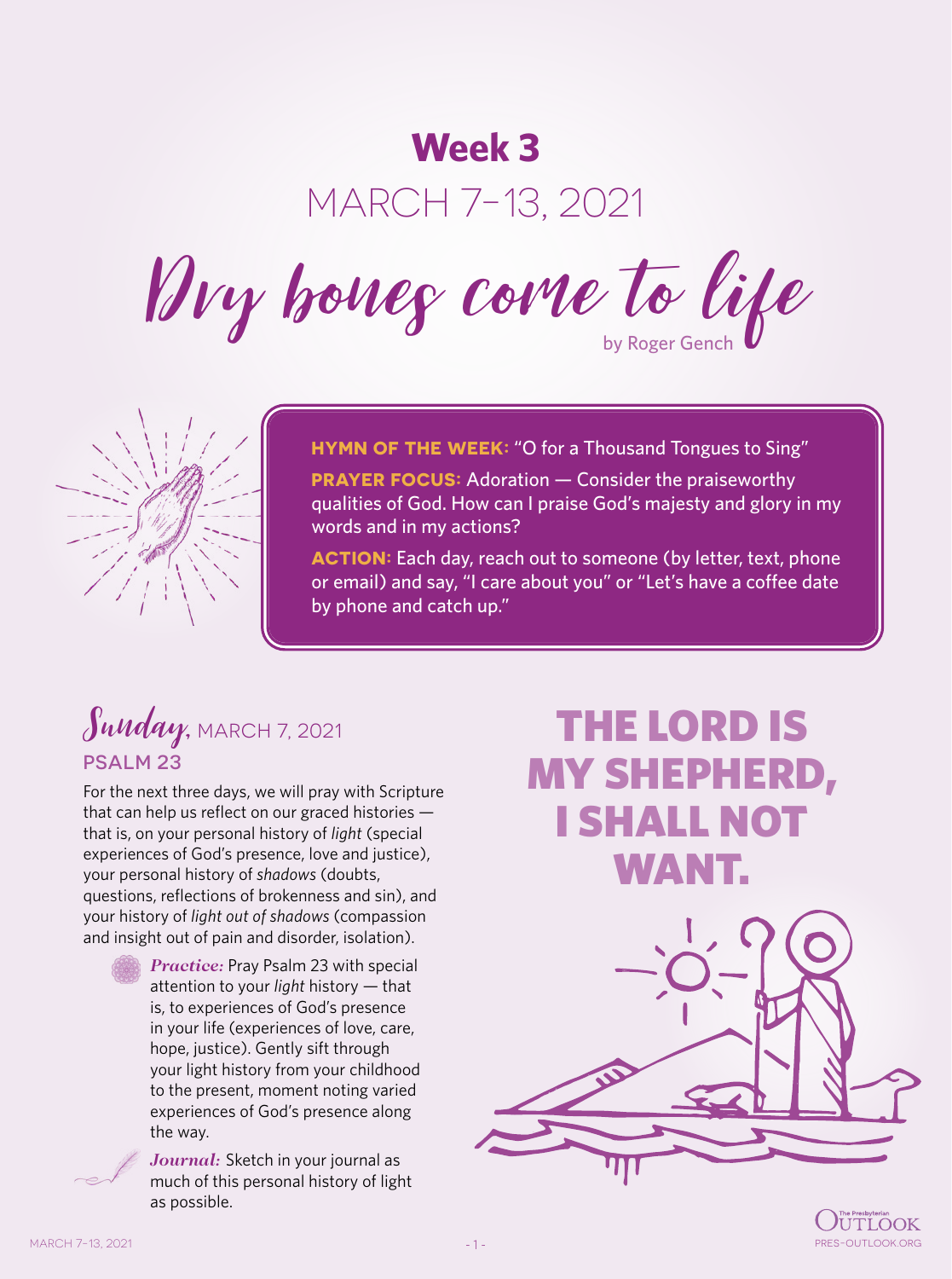# Week 3

## MARCH 7–13, 2021

# Dry bones come to life

by Roger Gench

**HYMN OF THE WEEK:** "O for a Thousand Tongues to Sing"

**PRAYER FOCUS:** Adoration — Consider the praiseworthy qualities of God. How can I praise God's majesty and glory in my words and in my actions?

**ACTION:** Each day, reach out to someone (by letter, text, phone or email) and say, "I care about you" or "Let's have a coffee date by phone and catch up."

## Sunday, MARCH 7, 2021

### PSALM 23

For the next three days, we will pray with Scripture that can help us reflect on our graced histories — that is, on your personal history of *light* (special experiences of God's presence, love and justice), your personal history of *shadows* (doubts, questions, reflections of brokenness and sin), and your history of *light out of shadows* (compassion and insight out of pain and disorder, isolation).

***Practice:*** Pray Psalm 23 with special attention to your *light* history — that is, to experiences of God's presence in your life (experiences of love, care, hope, justice). Gently sift through your light history from your childhood to the present, moment noting varied experiences of God's presence along the way.

***Journal:*** Sketch in your journal as much of this personal history of light as possible.

**THE LORD IS MY SHEPHERD, I SHALL NOT WANT.**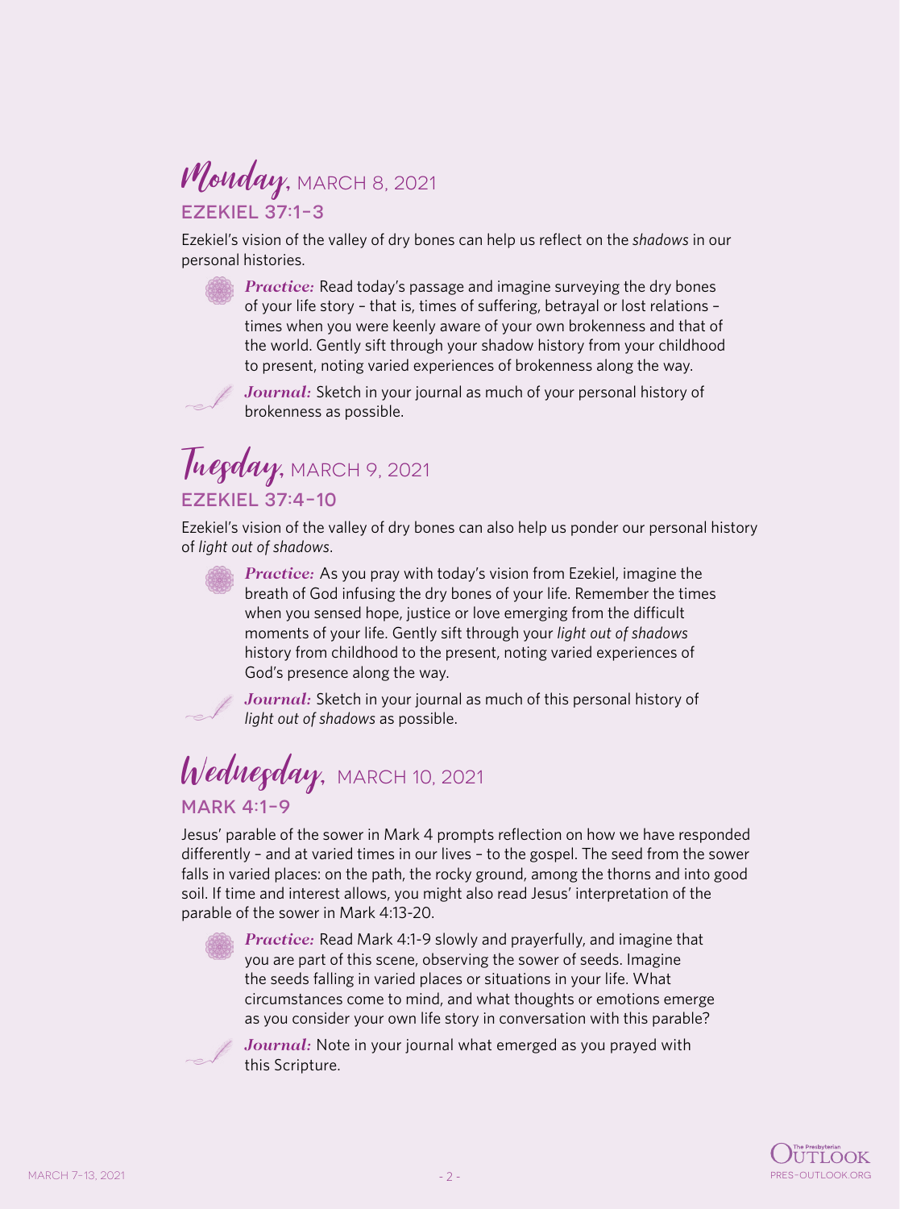## *Monday*, MARCH 8, 2021

### EZEKIEL 37:1-3

Ezekiel's vision of the valley of dry bones can help us reflect on the *shadows* in our personal histories.

***Practice:*** Read today's passage and imagine surveying the dry bones of your life story – that is, times of suffering, betrayal or lost relations – times when you were keenly aware of your own brokenness and that of the world. Gently sift through your shadow history from your childhood to present, noting varied experiences of brokenness along the way.

***Journal:*** Sketch in your journal as much of your personal history of brokenness as possible.

## *Tuesday*, MARCH 9, 2021

### EZEKIEL 37:4-10

Ezekiel's vision of the valley of dry bones can also help us ponder our personal history of *light out of shadows*.

***Practice:*** As you pray with today's vision from Ezekiel, imagine the breath of God infusing the dry bones of your life. Remember the times when you sensed hope, justice or love emerging from the difficult moments of your life. Gently sift through your *light out of shadows* history from childhood to the present, noting varied experiences of God's presence along the way.

***Journal:*** Sketch in your journal as much of this personal history of *light out of shadows* as possible.

## *Wednesday*, MARCH 10, 2021

### MARK 4:1-9

Jesus' parable of the sower in Mark 4 prompts reflection on how we have responded differently – and at varied times in our lives – to the gospel. The seed from the sower falls in varied places: on the path, the rocky ground, among the thorns and into good soil. If time and interest allows, you might also read Jesus' interpretation of the parable of the sower in Mark 4:13-20.

***Practice:*** Read Mark 4:1-9 slowly and prayerfully, and imagine that you are part of this scene, observing the sower of seeds. Imagine the seeds falling in varied places or situations in your life. What circumstances come to mind, and what thoughts or emotions emerge as you consider your own life story in conversation with this parable?

***Journal:*** Note in your journal what emerged as you prayed with this Scripture.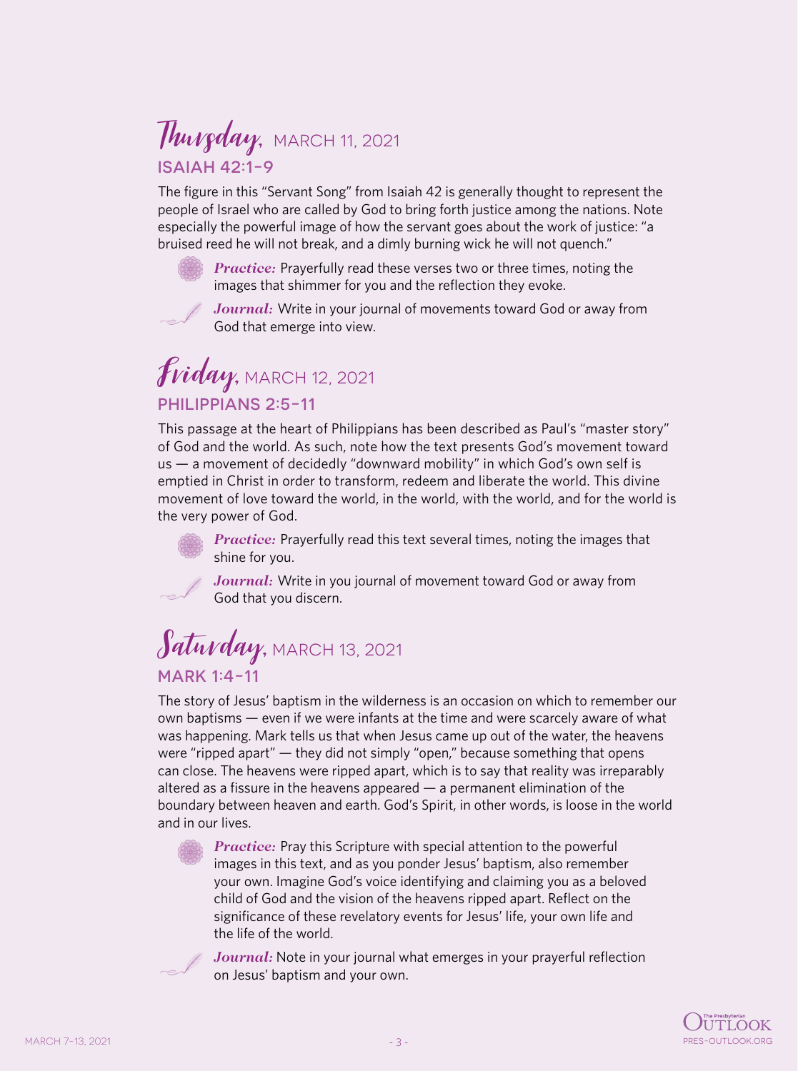## *Thursday*, MARCH 11, 2021

### ISAIAH 42:1-9

The figure in this "Servant Song" from Isaiah 42 is generally thought to represent the people of Israel who are called by God to bring forth justice among the nations. Note especially the powerful image of how the servant goes about the work of justice: "a bruised reed he will not break, and a dimly burning wick he will not quench."

***Practice:*** Prayerfully read these verses two or three times, noting the images that shimmer for you and the reflection they evoke.

***Journal:*** Write in your journal of movements toward God or away from God that emerge into view.

## *Friday*, MARCH 12, 2021

### PHILIPPIANS 2:5-11

This passage at the heart of Philippians has been described as Paul's "master story" of God and the world. As such, note how the text presents God's movement toward us — a movement of decidedly "downward mobility" in which God's own self is emptied in Christ in order to transform, redeem and liberate the world. This divine movement of love toward the world, in the world, with the world, and for the world is the very power of God.

***Practice:*** Prayerfully read this text several times, noting the images that shine for you.

***Journal:*** Write in you journal of movement toward God or away from God that you discern.

## *Saturday*, MARCH 13, 2021

### MARK 1:4-11

The story of Jesus' baptism in the wilderness is an occasion on which to remember our own baptisms — even if we were infants at the time and were scarcely aware of what was happening. Mark tells us that when Jesus came up out of the water, the heavens were "ripped apart" — they did not simply "open," because something that opens can close. The heavens were ripped apart, which is to say that reality was irreparably altered as a fissure in the heavens appeared — a permanent elimination of the boundary between heaven and earth. God's Spirit, in other words, is loose in the world and in our lives.

***Practice:*** Pray this Scripture with special attention to the powerful images in this text, and as you ponder Jesus' baptism, also remember your own. Imagine God's voice identifying and claiming you as a beloved child of God and the vision of the heavens ripped apart. Reflect on the significance of these revelatory events for Jesus' life, your own life and the life of the world.

***Journal:*** Note in your journal what emerges in your prayerful reflection on Jesus' baptism and your own.